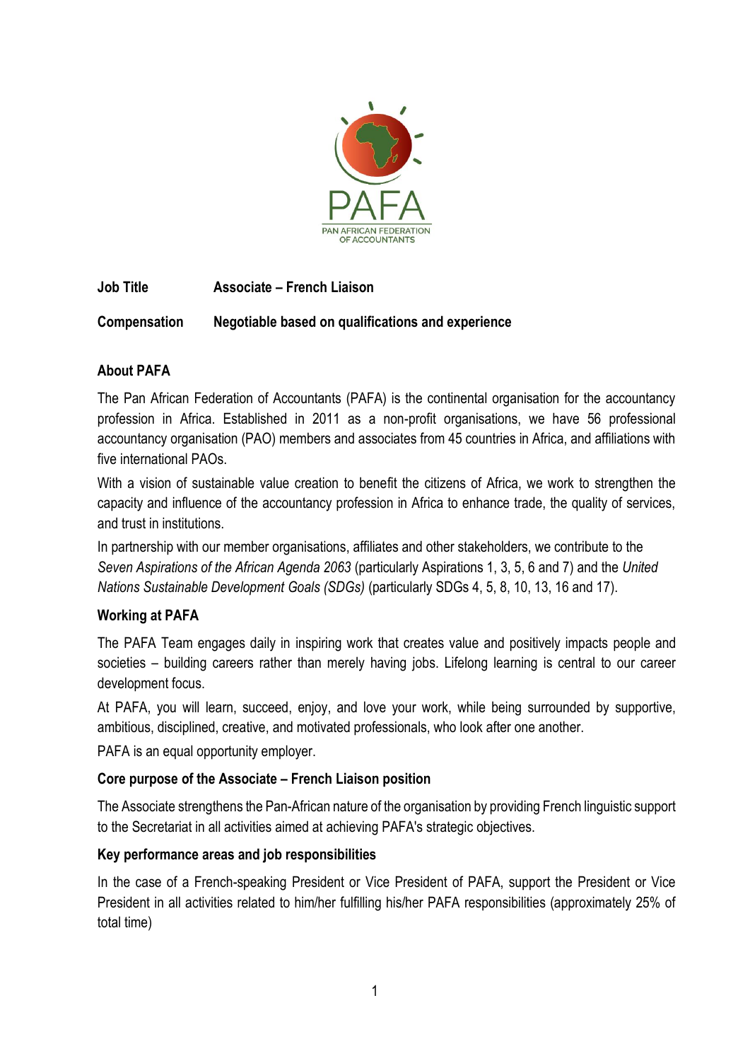PAFA
PAN AFRICAN FEDERATION OF ACCOUNTANTS

**Job Title** **Associate – French Liaison**

**Compensation** **Negotiable based on qualifications and experience**

## About PAFA

The Pan African Federation of Accountants (PAFA) is the continental organisation for the accountancy profession in Africa. Established in 2011 as a non-profit organisations, we have 56 professional accountancy organisation (PAO) members and associates from 45 countries in Africa, and affiliations with five international PAOs.

With a vision of sustainable value creation to benefit the citizens of Africa, we work to strengthen the capacity and influence of the accountancy profession in Africa to enhance trade, the quality of services, and trust in institutions.

In partnership with our member organisations, affiliates and other stakeholders, we contribute to the *Seven Aspirations of the African Agenda 2063* (particularly Aspirations 1, 3, 5, 6 and 7) and the *United Nations Sustainable Development Goals (SDGs)* (particularly SDGs 4, 5, 8, 10, 13, 16 and 17).

## Working at PAFA

The PAFA Team engages daily in inspiring work that creates value and positively impacts people and societies – building careers rather than merely having jobs. Lifelong learning is central to our career development focus.

At PAFA, you will learn, succeed, enjoy, and love your work, while being surrounded by supportive, ambitious, disciplined, creative, and motivated professionals, who look after one another.

PAFA is an equal opportunity employer.

## Core purpose of the Associate – French Liaison position

The Associate strengthens the Pan-African nature of the organisation by providing French linguistic support to the Secretariat in all activities aimed at achieving PAFA's strategic objectives.

## Key performance areas and job responsibilities

In the case of a French-speaking President or Vice President of PAFA, support the President or Vice President in all activities related to him/her fulfilling his/her PAFA responsibilities (approximately 25% of total time)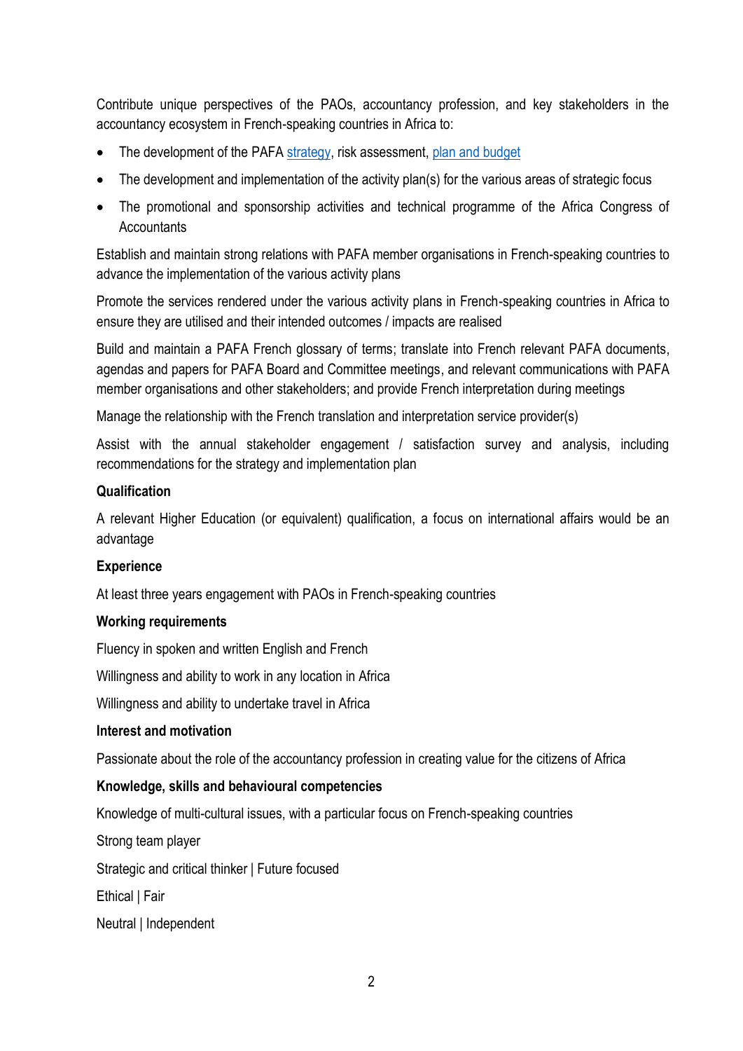Contribute unique perspectives of the PAOs, accountancy profession, and key stakeholders in the accountancy ecosystem in French-speaking countries in Africa to:

- The development of the PAFA strategy, risk assessment, plan and budget
- The development and implementation of the activity plan(s) for the various areas of strategic focus
- The promotional and sponsorship activities and technical programme of the Africa Congress of Accountants

Establish and maintain strong relations with PAFA member organisations in French-speaking countries to advance the implementation of the various activity plans

Promote the services rendered under the various activity plans in French-speaking countries in Africa to ensure they are utilised and their intended outcomes / impacts are realised

Build and maintain a PAFA French glossary of terms; translate into French relevant PAFA documents, agendas and papers for PAFA Board and Committee meetings, and relevant communications with PAFA member organisations and other stakeholders; and provide French interpretation during meetings

Manage the relationship with the French translation and interpretation service provider(s)

Assist with the annual stakeholder engagement / satisfaction survey and analysis, including recommendations for the strategy and implementation plan

**Qualification**

A relevant Higher Education (or equivalent) qualification, a focus on international affairs would be an advantage

**Experience**

At least three years engagement with PAOs in French-speaking countries

**Working requirements**

Fluency in spoken and written English and French

Willingness and ability to work in any location in Africa

Willingness and ability to undertake travel in Africa

**Interest and motivation**

Passionate about the role of the accountancy profession in creating value for the citizens of Africa

**Knowledge, skills and behavioural competencies**

Knowledge of multi-cultural issues, with a particular focus on French-speaking countries

Strong team player

Strategic and critical thinker | Future focused

Ethical | Fair

Neutral | Independent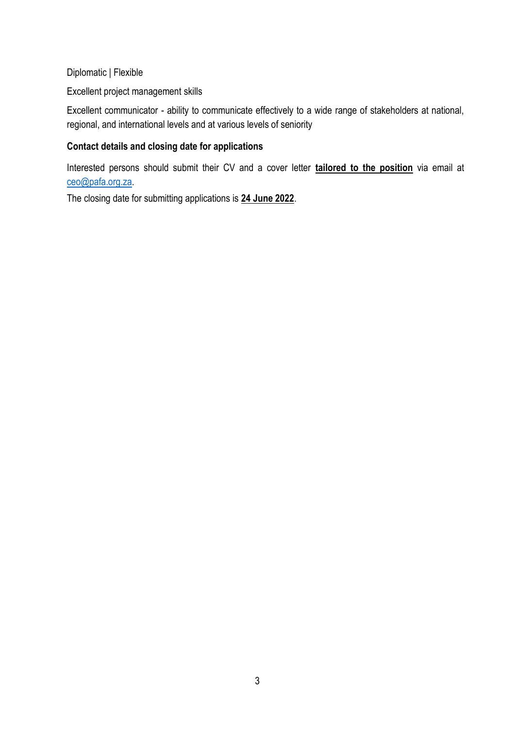Diplomatic | Flexible

Excellent project management skills

Excellent communicator - ability to communicate effectively to a wide range of stakeholders at national, regional, and international levels and at various levels of seniority

**Contact details and closing date for applications**

Interested persons should submit their CV and a cover letter **tailored to the position** via email at ceo@pafa.org.za.

The closing date for submitting applications is **24 June 2022**.